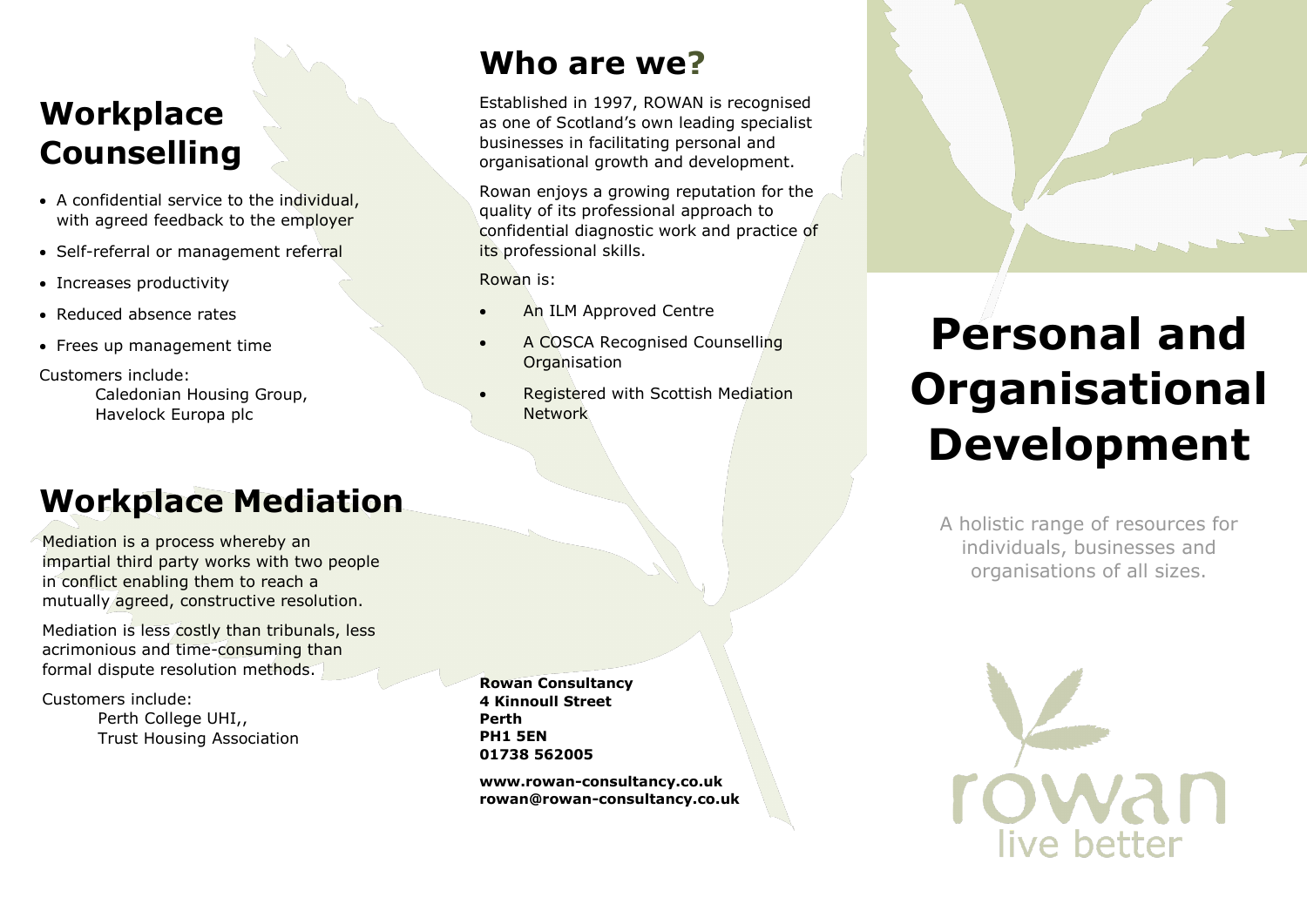# Workplace Counselling

- A confidential service to the individual, with agreed feedback to the employer
- Self-referral or management referral
- Increases productivity
- Reduced absence rates
- Frees up management time

Customers include:

Caledonian Housing Group,
Havelock Europa plc

# Workplace Mediation

Mediation is a process whereby an impartial third party works with two people in conflict enabling them to reach a mutually agreed, constructive resolution.

Mediation is less costly than tribunals, less acrimonious and time-consuming than formal dispute resolution methods.

Customers include:

Perth College UHI,,
Trust Housing Association

# Who are we?

Established in 1997, ROWAN is recognised as one of Scotland's own leading specialist businesses in facilitating personal and organisational growth and development.

Rowan enjoys a growing reputation for the quality of its professional approach to confidential diagnostic work and practice of its professional skills.

Rowan is:

- An ILM Approved Centre
- A COSCA Recognised Counselling Organisation
- Registered with Scottish Mediation Network

**Rowan Consultancy**
**4 Kinnoull Street**
**Perth**
**PH1 5EN**
**01738 562005**

**www.rowan-consultancy.co.uk**
**rowan@rowan-consultancy.co.uk**

# Personal and Organisational Development

A holistic range of resources for individuals, businesses and organisations of all sizes.

rowan
live better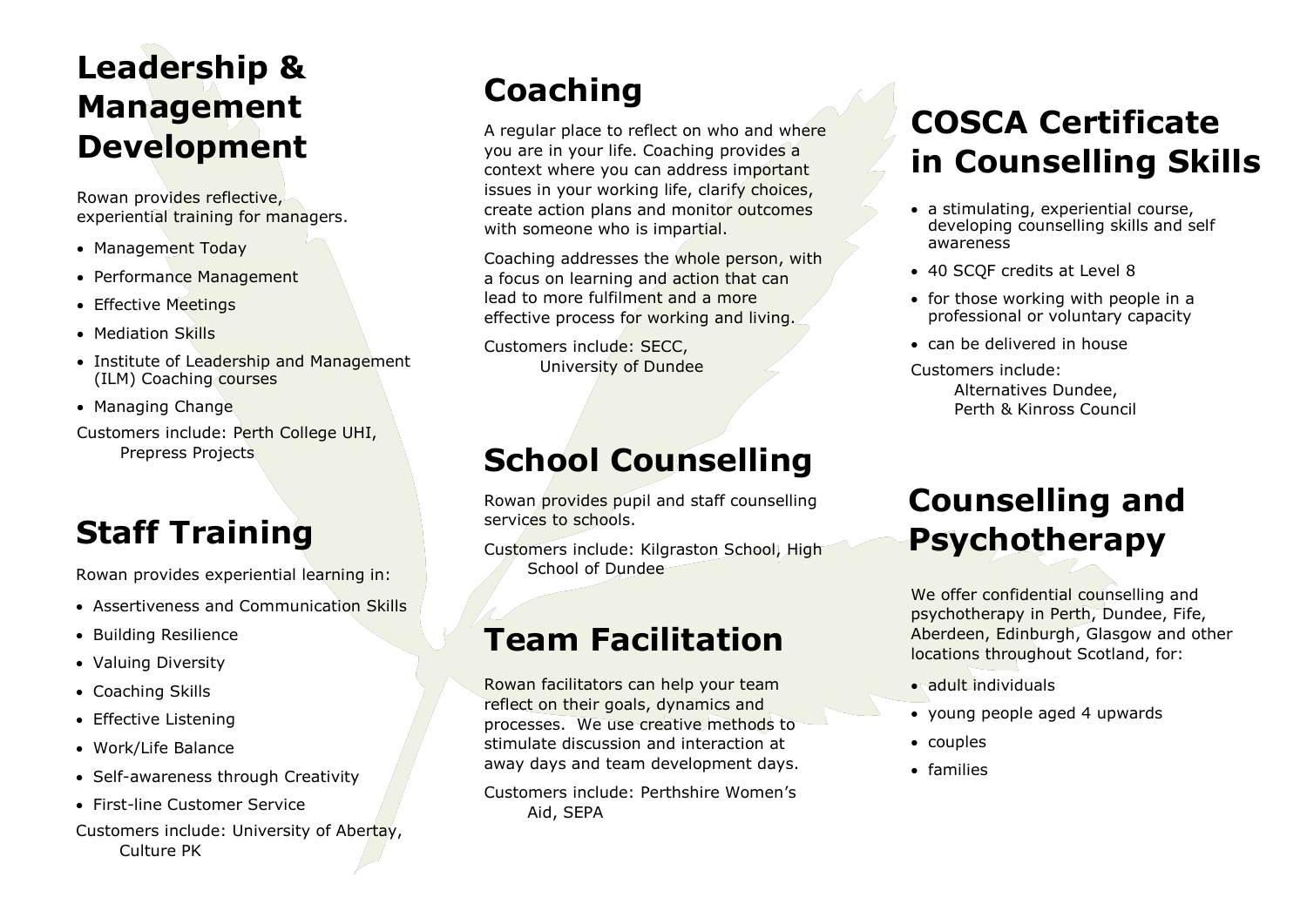## Leadership & Management Development

Rowan provides reflective, experiential training for managers.

- Management Today
- Performance Management
- Effective Meetings
- Mediation Skills
- Institute of Leadership and Management (ILM) Coaching courses
- Managing Change

Customers include: Perth College UHI, Prepress Projects

## Staff Training

Rowan provides experiential learning in:

- Assertiveness and Communication Skills
- Building Resilience
- Valuing Diversity
- Coaching Skills
- Effective Listening
- Work/Life Balance
- Self-awareness through Creativity
- First-line Customer Service

Customers include: University of Abertay, Culture PK

## Coaching

A regular place to reflect on who and where you are in your life. Coaching provides a context where you can address important issues in your working life, clarify choices, create action plans and monitor outcomes with someone who is impartial.

Coaching addresses the whole person, with a focus on learning and action that can lead to more fulfilment and a more effective process for working and living.

Customers include: SECC, University of Dundee

## School Counselling

Rowan provides pupil and staff counselling services to schools.

Customers include: Kilgraston School, High School of Dundee

## Team Facilitation

Rowan facilitators can help your team reflect on their goals, dynamics and processes. We use creative methods to stimulate discussion and interaction at away days and team development days.

Customers include: Perthshire Women's Aid, SEPA

## COSCA Certificate in Counselling Skills

- a stimulating, experiential course, developing counselling skills and self awareness
- 40 SCQF credits at Level 8
- for those working with people in a professional or voluntary capacity
- can be delivered in house

Customers include: Alternatives Dundee, Perth & Kinross Council

## Counselling and Psychotherapy

We offer confidential counselling and psychotherapy in Perth, Dundee, Fife, Aberdeen, Edinburgh, Glasgow and other locations throughout Scotland, for:

- adult individuals
- young people aged 4 upwards
- couples
- families